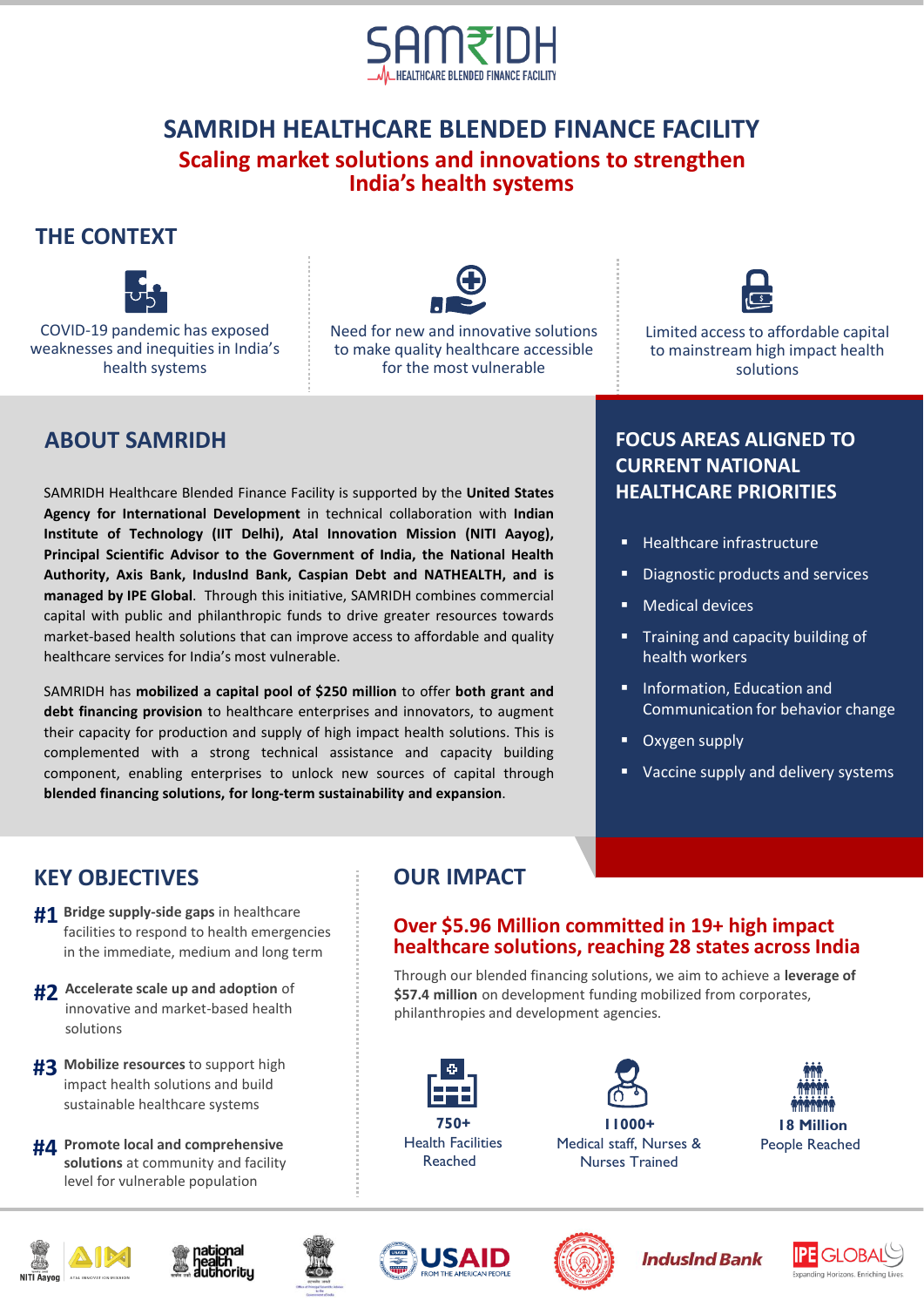# SAMRIDH HEALTHCARE BLENDED FINANCE FACILITY

## Scaling market solutions and innovations to strengthen India's health systems

## THE CONTEXT

COVID-19 pandemic has exposed weaknesses and inequities in India's health systems

Need for new and innovative solutions to make quality healthcare accessible for the most vulnerable

Limited access to affordable capital to mainstream high impact health solutions

## ABOUT SAMRIDH

SAMRIDH Healthcare Blended Finance Facility is supported by the **United States Agency for International Development** in technical collaboration with **Indian Institute of Technology (IIT Delhi), Atal Innovation Mission (NITI Aayog), Principal Scientific Advisor to the Government of India, the National Health Authority, Axis Bank, IndusInd Bank, Caspian Debt and NATHEALTH, and is managed by IPE Global**. Through this initiative, SAMRIDH combines commercial capital with public and philanthropic funds to drive greater resources towards market-based health solutions that can improve access to affordable and quality healthcare services for India's most vulnerable.

SAMRIDH has **mobilized a capital pool of $250 million** to offer **both grant and debt financing provision** to healthcare enterprises and innovators, to augment their capacity for production and supply of high impact health solutions. This is complemented with a strong technical assistance and capacity building component, enabling enterprises to unlock new sources of capital through **blended financing solutions, for long-term sustainability and expansion**.

## FOCUS AREAS ALIGNED TO CURRENT NATIONAL HEALTHCARE PRIORITIES

- Healthcare infrastructure
- Diagnostic products and services
- Medical devices
- Training and capacity building of health workers
- Information, Education and Communication for behavior change
- Oxygen supply
- Vaccine supply and delivery systems

## KEY OBJECTIVES

**#1** **Bridge supply-side gaps** in healthcare facilities to respond to health emergencies in the immediate, medium and long term

**#2** **Accelerate scale up and adoption** of innovative and market-based health solutions

**#3** **Mobilize resources** to support high impact health solutions and build sustainable healthcare systems

**#4** **Promote local and comprehensive solutions** at community and facility level for vulnerable population

## OUR IMPACT

### Over $5.96 Million committed in 19+ high impact healthcare solutions, reaching 28 states across India

Through our blended financing solutions, we aim to achieve a **leverage of $57.4 million** on development funding mobilized from corporates, philanthropies and development agencies.

**750+**
Health Facilities Reached

**11000+**
Medical staff, Nurses & Nurses Trained

**18 Million**
People Reached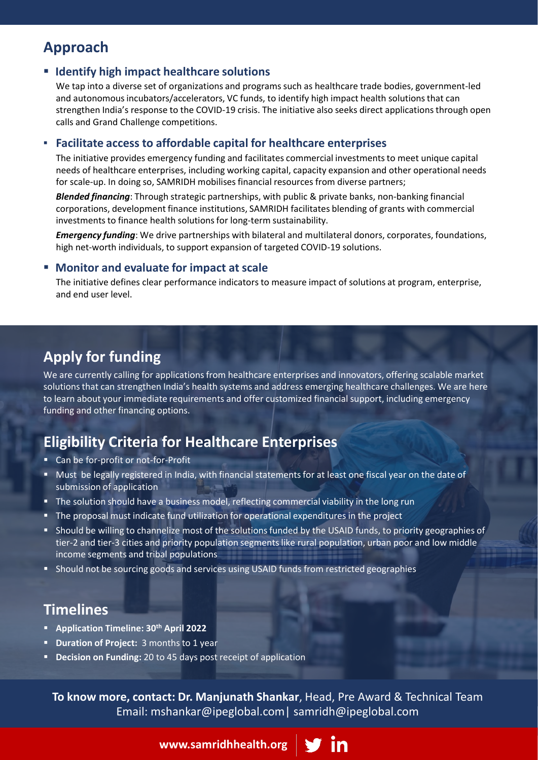## Approach

- **Identify high impact healthcare solutions**

  We tap into a diverse set of organizations and programs such as healthcare trade bodies, government-led and autonomous incubators/accelerators, VC funds, to identify high impact health solutions that can strengthen India's response to the COVID-19 crisis. The initiative also seeks direct applications through open calls and Grand Challenge competitions.

- **Facilitate access to affordable capital for healthcare enterprises**

  The initiative provides emergency funding and facilitates commercial investments to meet unique capital needs of healthcare enterprises, including working capital, capacity expansion and other operational needs for scale-up. In doing so, SAMRIDH mobilises financial resources from diverse partners;

  ***Blended financing***: Through strategic partnerships, with public & private banks, non-banking financial corporations, development finance institutions, SAMRIDH facilitates blending of grants with commercial investments to finance health solutions for long-term sustainability.

  ***Emergency funding***: We drive partnerships with bilateral and multilateral donors, corporates, foundations, high net-worth individuals, to support expansion of targeted COVID-19 solutions.

- **Monitor and evaluate for impact at scale**

  The initiative defines clear performance indicators to measure impact of solutions at program, enterprise, and end user level.

## Apply for funding

We are currently calling for applications from healthcare enterprises and innovators, offering scalable market solutions that can strengthen India's health systems and address emerging healthcare challenges. We are here to learn about your immediate requirements and offer customized financial support, including emergency funding and other financing options.

## Eligibility Criteria for Healthcare Enterprises

- Can be for-profit or not-for-Profit
- Must be legally registered in India, with financial statements for at least one fiscal year on the date of submission of application
- The solution should have a business model, reflecting commercial viability in the long run
- The proposal must indicate fund utilization for operational expenditures in the project
- Should be willing to channelize most of the solutions funded by the USAID funds, to priority geographies of tier-2 and tier-3 cities and priority population segments like rural population, urban poor and low middle income segments and tribal populations
- Should not be sourcing goods and services using USAID funds from restricted geographies

## Timelines

- **Application Timeline: 30th April 2022**
- **Duration of Project:** 3 months to 1 year
- **Decision on Funding:** 20 to 45 days post receipt of application

**To know more, contact: Dr. Manjunath Shankar**, Head, Pre Award & Technical Team
Email: mshankar@ipeglobal.com| samridh@ipeglobal.com

**www.samridhhealth.org**